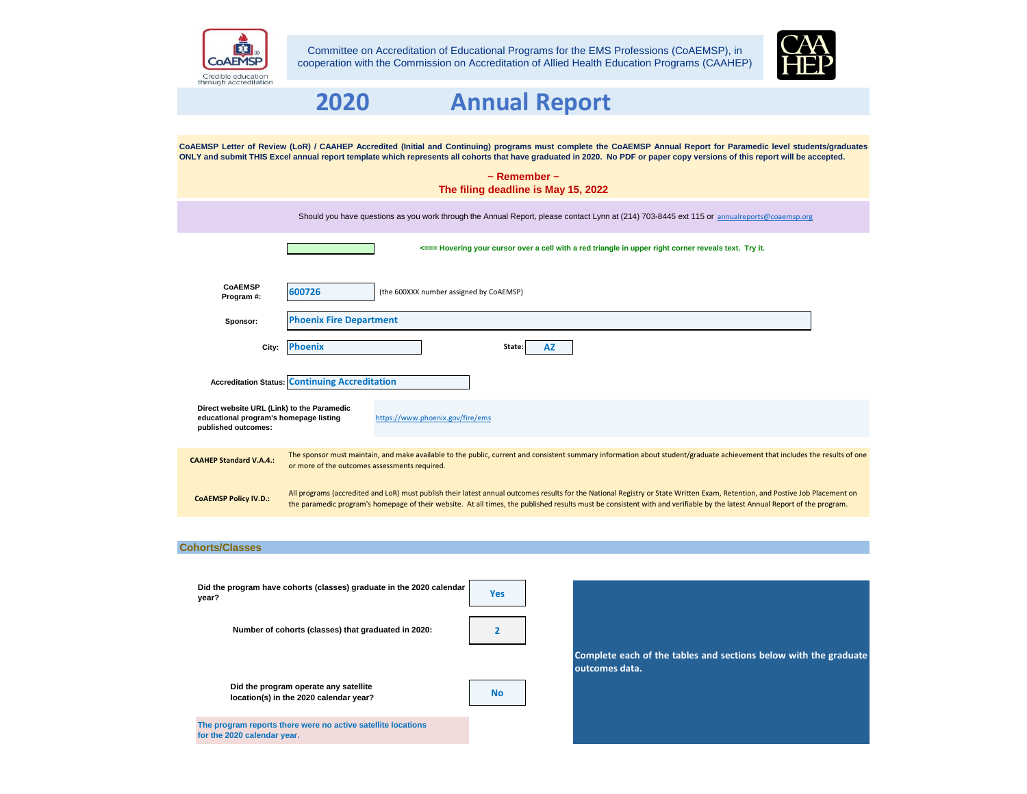Committee on Accreditation of Educational Programs for the EMS Professions (CoAEMSP), in cooperation with the Commission on Accreditation of Allied Health Education Programs (CAAHEP)

CoAEMSP

Credible education through accreditation

CAAHEP

# 2020 Annual Report

**CoAEMSP Letter of Review (LoR) / CAAHEP Accredited (Initial and Continuing) programs must complete the CoAEMSP Annual Report for Paramedic level students/graduates ONLY and submit THIS Excel annual report template which represents all cohorts that have graduated in 2020. No PDF or paper copy versions of this report will be accepted.**

**~ Remember ~**
**The filing deadline is May 15, 2022**

Should you have questions as you work through the Annual Report, please contact Lynn at (214) 703-8445 ext 115 or annualreports@coaemsp.org

**<=== Hovering your cursor over a cell with a red triangle in upper right corner reveals text. Try it.**

| | |
|---|---|
| **CoAEMSP Program #:** | 600726 (the 600XXX number assigned by CoAEMSP) |
| **Sponsor:** | Phoenix Fire Department |
| **City:** | Phoenix |
| **State:** | AZ |
| **Accreditation Status:** | Continuing Accreditation |
| **Direct website URL (Link) to the Paramedic educational program's homepage listing published outcomes:** | https://www.phoenix.gov/fire/ems |

**CAAHEP Standard V.A.4.:** The sponsor must maintain, and make available to the public, current and consistent summary information about student/graduate achievement that includes the results of one or more of the outcomes assessments required.

**CoAEMSP Policy IV.D.:** All programs (accredited and LoR) must publish their latest annual outcomes results for the National Registry or State Written Exam, Retention, and Postive Job Placement on the paramedic program's homepage of their website. At all times, the published results must be consistent with and verifiable by the latest Annual Report of the program.

## Cohorts/Classes

| | |
|---|---|
| **Did the program have cohorts (classes) graduate in the 2020 calendar year?** | Yes |
| **Number of cohorts (classes) that graduated in 2020:** | 2 |
| **Did the program operate any satellite location(s) in the 2020 calendar year?** | No |

**The program reports there were no active satellite locations for the 2020 calendar year.**

**Complete each of the tables and sections below with the graduate outcomes data.**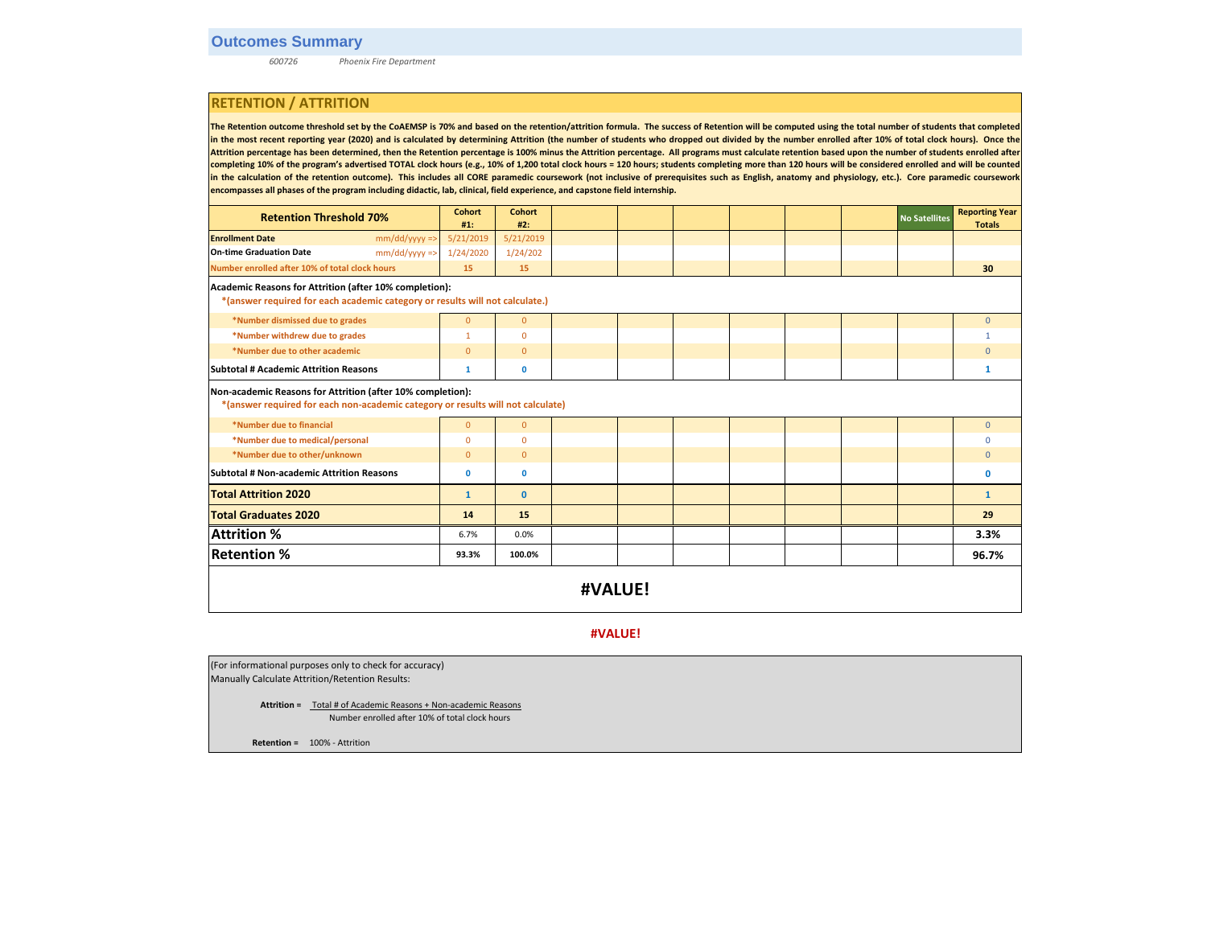## Outcomes Summary

*600726* *Phoenix Fire Department*

### RETENTION / ATTRITION

**The Retention outcome threshold set by the CoAEMSP is 70% and based on the retention/attrition formula. The success of Retention will be computed using the total number of students that completed in the most recent reporting year (2020) and is calculated by determining Attrition (the number of students who dropped out divided by the number enrolled after 10% of total clock hours). Once the Attrition percentage has been determined, then the Retention percentage is 100% minus the Attrition percentage. All programs must calculate retention based upon the number of students enrolled after completing 10% of the program's advertised TOTAL clock hours (e.g., 10% of 1,200 total clock hours = 120 hours; students completing more than 120 hours will be considered enrolled and will be counted in the calculation of the retention outcome). This includes all CORE paramedic coursework (not inclusive of prerequisites such as English, anatomy and physiology, etc.). Core paramedic coursework encompasses all phases of the program including didactic, lab, clinical, field experience, and capstone field internship.**

| Retention Threshold 70% | | Cohort #1: | Cohort #2: | | | | | | | No Satellites | Reporting Year Totals |
|---|---|---|---|---|---|---|---|---|---|---|---|
| **Enrollment Date** | mm/dd/yyyy => | 5/21/2019 | 5/21/2019 | | | | | | | | |
| **On-time Graduation Date** | mm/dd/yyyy => | 1/24/2020 | 1/24/202 | | | | | | | | |
| **Number enrolled after 10% of total clock hours** | | 15 | 15 | | | | | | | | 30 |
| **Academic Reasons for Attrition (after 10% completion):** *(answer required for each academic category or results will not calculate.) | | | | | | | | | | | |
| *Number dismissed due to grades | | 0 | 0 | | | | | | | | 0 |
| *Number withdrew due to grades | | 1 | 0 | | | | | | | | 1 |
| *Number due to other academic | | 0 | 0 | | | | | | | | 0 |
| **Subtotal # Academic Attrition Reasons** | | 1 | 0 | | | | | | | | 1 |
| **Non-academic Reasons for Attrition (after 10% completion):** *(answer required for each non-academic category or results will not calculate) | | | | | | | | | | | |
| *Number due to financial | | 0 | 0 | | | | | | | | 0 |
| *Number due to medical/personal | | 0 | 0 | | | | | | | | 0 |
| *Number due to other/unknown | | 0 | 0 | | | | | | | | 0 |
| **Subtotal # Non-academic Attrition Reasons** | | 0 | 0 | | | | | | | | 0 |
| **Total Attrition 2020** | | 1 | 0 | | | | | | | | 1 |
| **Total Graduates 2020** | | 14 | 15 | | | | | | | | 29 |
| **Attrition %** | | 6.7% | 0.0% | | | | | | | | 3.3% |
| **Retention %** | | 93.3% | 100.0% | | | | | | | | 96.7% |

**#VALUE!**

**#VALUE!**

(For informational purposes only to check for accuracy)
Manually Calculate Attrition/Retention Results:

**Attrition =** Total # of Academic Reasons + Non-academic Reasons / Number enrolled after 10% of total clock hours

**Retention =** 100% - Attrition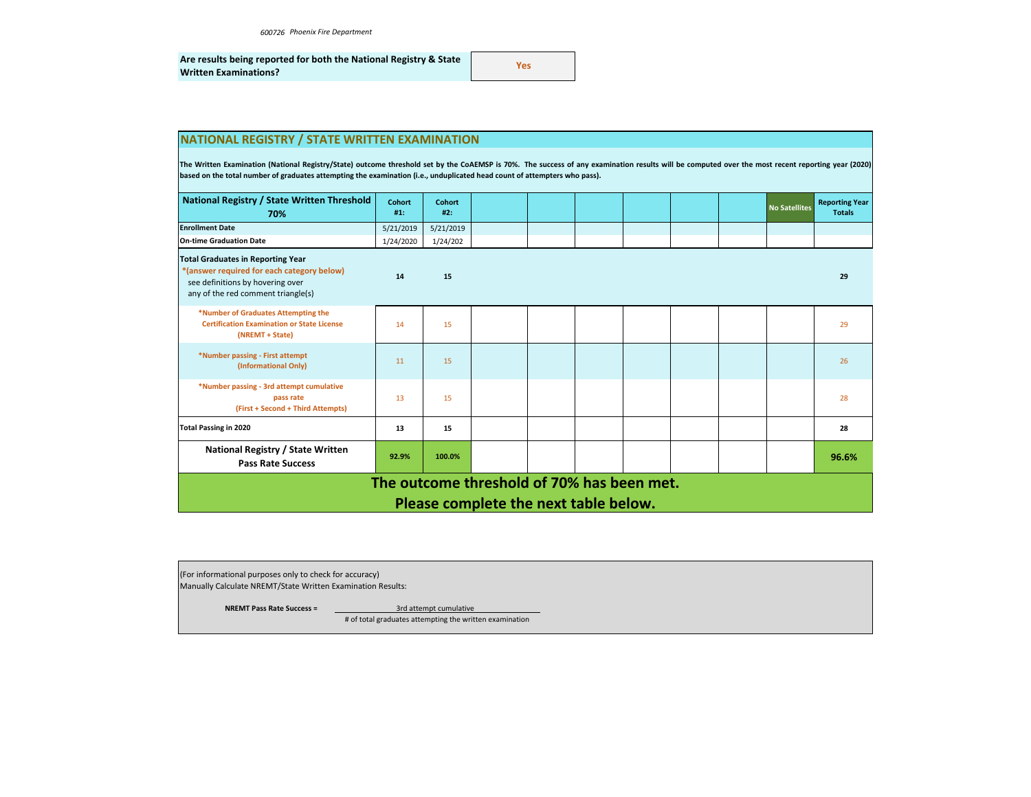*600726 Phoenix Fire Department*

**Are results being reported for both the National Registry & State Written Examinations?** | Yes

## NATIONAL REGISTRY / STATE WRITTEN EXAMINATION

**The Written Examination (National Registry/State) outcome threshold set by the CoAEMSP is 70%. The success of any examination results will be computed over the most recent reporting year (2020) based on the total number of graduates attempting the examination (i.e., unduplicated head count of attempters who pass).**

| National Registry / State Written Threshold 70% | Cohort #1: | Cohort #2: | | | | | | | No Satellites | Reporting Year Totals |
|---|---|---|---|---|---|---|---|---|---|---|
| **Enrollment Date** | 5/21/2019 | 5/21/2019 | | | | | | | | |
| **On-time Graduation Date** | 1/24/2020 | 1/24/202 | | | | | | | | |
| **Total Graduates in Reporting Year** *(answer required for each category below) see definitions by hovering over any of the red comment triangle(s) | 14 | 15 | | | | | | | | 29 |
| *Number of Graduates Attempting the Certification Examination or State License (NREMT + State) | 14 | 15 | | | | | | | | 29 |
| *Number passing - First attempt (Informational Only) | 11 | 15 | | | | | | | | 26 |
| *Number passing - 3rd attempt cumulative pass rate (First + Second + Third Attempts) | 13 | 15 | | | | | | | | 28 |
| **Total Passing in 2020** | 13 | 15 | | | | | | | | 28 |
| **National Registry / State Written Pass Rate Success** | 92.9% | 100.0% | | | | | | | | 96.6% |

**The outcome threshold of 70% has been met.**
**Please complete the next table below.**

(For informational purposes only to check for accuracy)
Manually Calculate NREMT/State Written Examination Results:

**NREMT Pass Rate Success =** 3rd attempt cumulative / # of total graduates attempting the written examination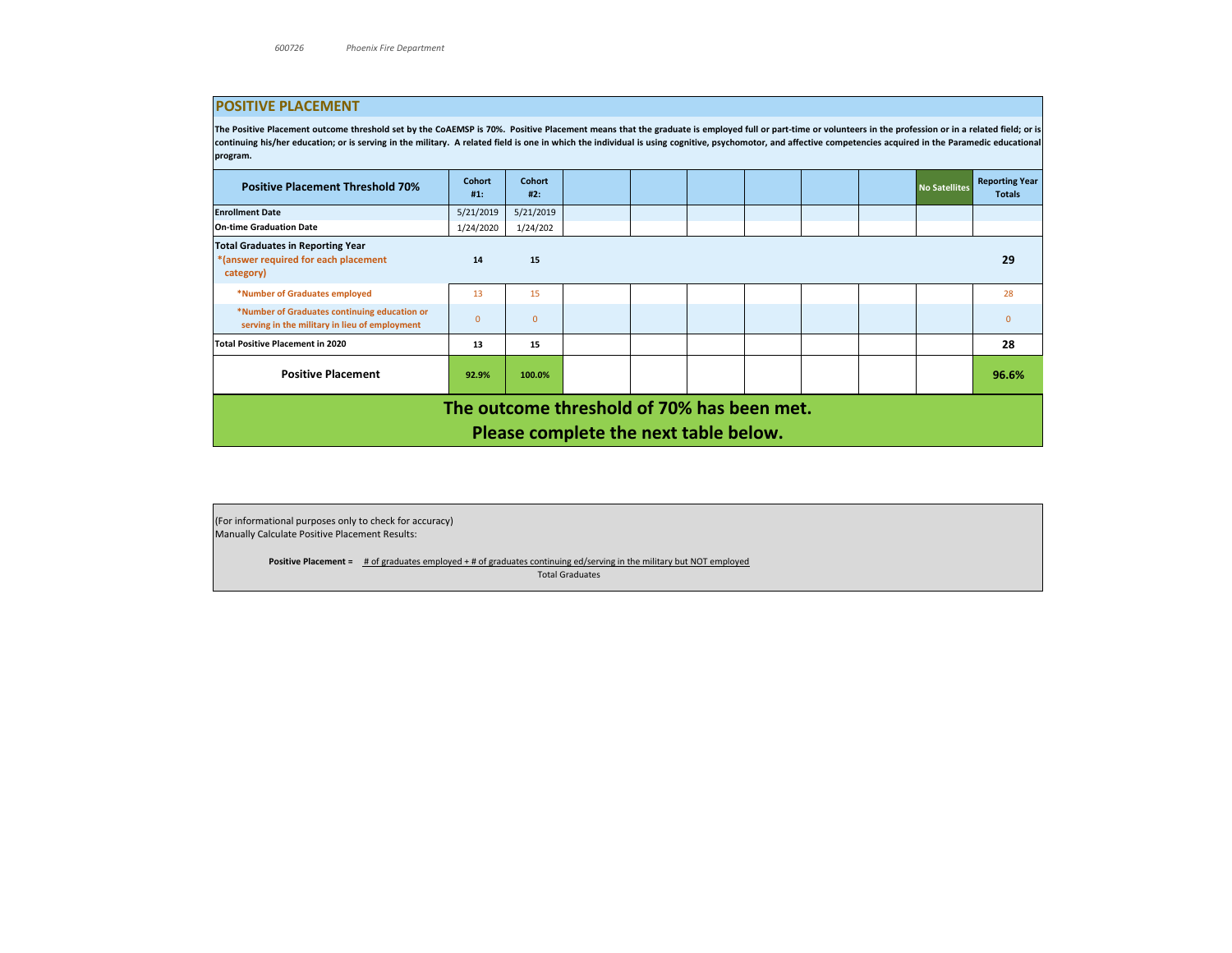## POSITIVE PLACEMENT

**The Positive Placement outcome threshold set by the CoAEMSP is 70%. Positive Placement means that the graduate is employed full or part-time or volunteers in the profession or in a related field; or is continuing his/her education; or is serving in the military. A related field is one in which the individual is using cognitive, psychomotor, and affective competencies acquired in the Paramedic educational program.**

| Positive Placement Threshold 70% | Cohort #1: | Cohort #2: | | | | | | | No Satellites | Reporting Year Totals |
|---|---|---|---|---|---|---|---|---|---|---|
| Enrollment Date | 5/21/2019 | 5/21/2019 | | | | | | | | |
| On-time Graduation Date | 1/24/2020 | 1/24/202 | | | | | | | | |
| Total Graduates in Reporting Year *(answer required for each placement category) | 14 | 15 | | | | | | | | 29 |
| *Number of Graduates employed | 13 | 15 | | | | | | | | 28 |
| *Number of Graduates continuing education or serving in the military in lieu of employment | 0 | 0 | | | | | | | | 0 |
| Total Positive Placement in 2020 | 13 | 15 | | | | | | | | 28 |
| **Positive Placement** | 92.9% | 100.0% | | | | | | | | 96.6% |

**The outcome threshold of 70% has been met.**
**Please complete the next table below.**

(For informational purposes only to check for accuracy)
Manually Calculate Positive Placement Results:

$$\textbf{Positive Placement} = \frac{\text{\# of graduates employed + \# of graduates continuing ed/serving in the military but NOT employed}}{\text{Total Graduates}}$$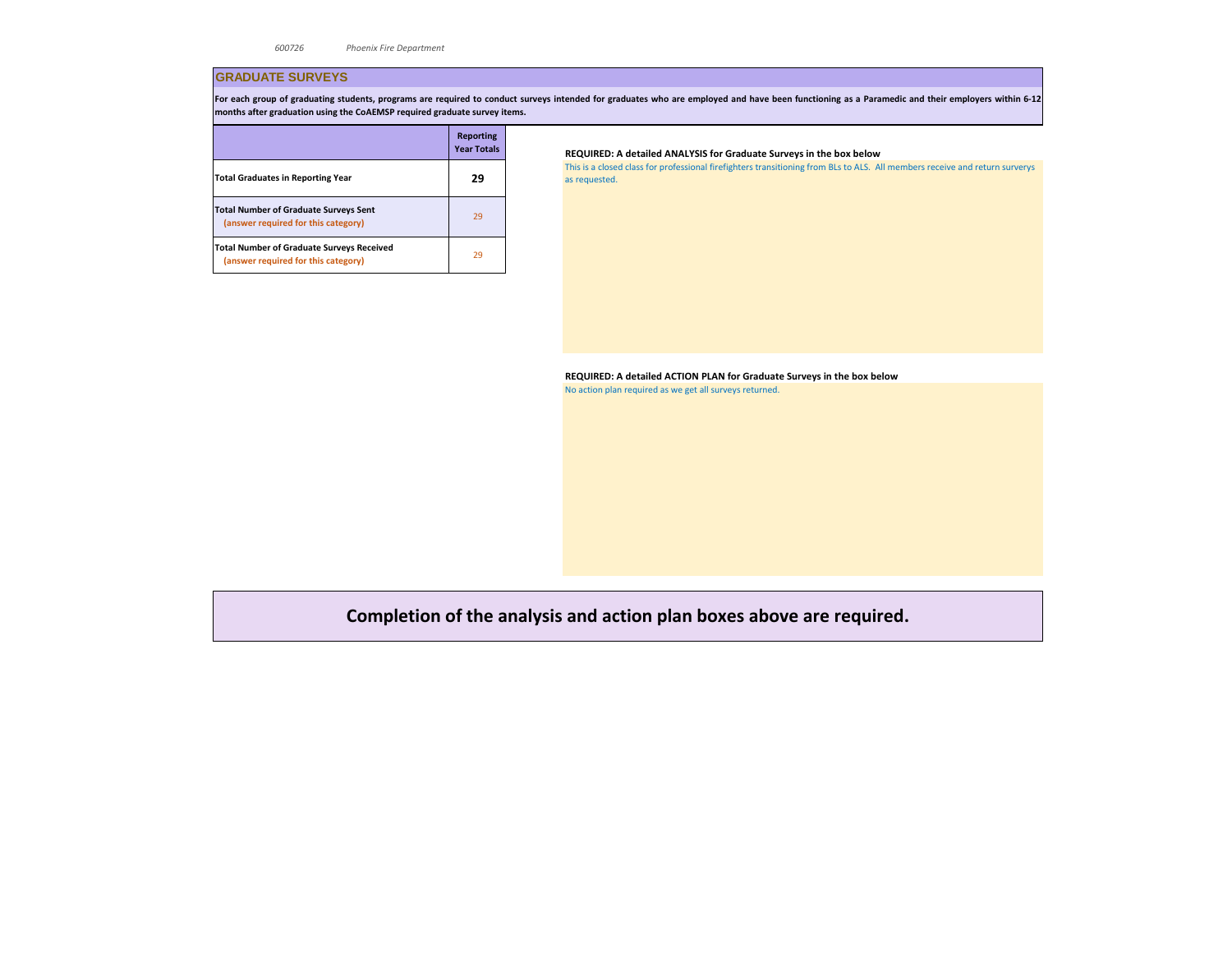600726 Phoenix Fire Department

## GRADUATE SURVEYS

**For each group of graduating students, programs are required to conduct surveys intended for graduates who are employed and have been functioning as a Paramedic and their employers within 6-12 months after graduation using the CoAEMSP required graduate survey items.**

| | Reporting Year Totals |
| --- | --- |
| **Total Graduates in Reporting Year** | **29** |
| **Total Number of Graduate Surveys Sent** **(answer required for this category)** | 29 |
| **Total Number of Graduate Surveys Received** **(answer required for this category)** | 29 |

**REQUIRED: A detailed ANALYSIS for Graduate Surveys in the box below**

This is a closed class for professional firefighters transitioning from BLs to ALS. All members receive and return surverys as requested.

**REQUIRED: A detailed ACTION PLAN for Graduate Surveys in the box below**

No action plan required as we get all surveys returned.

**Completion of the analysis and action plan boxes above are required.**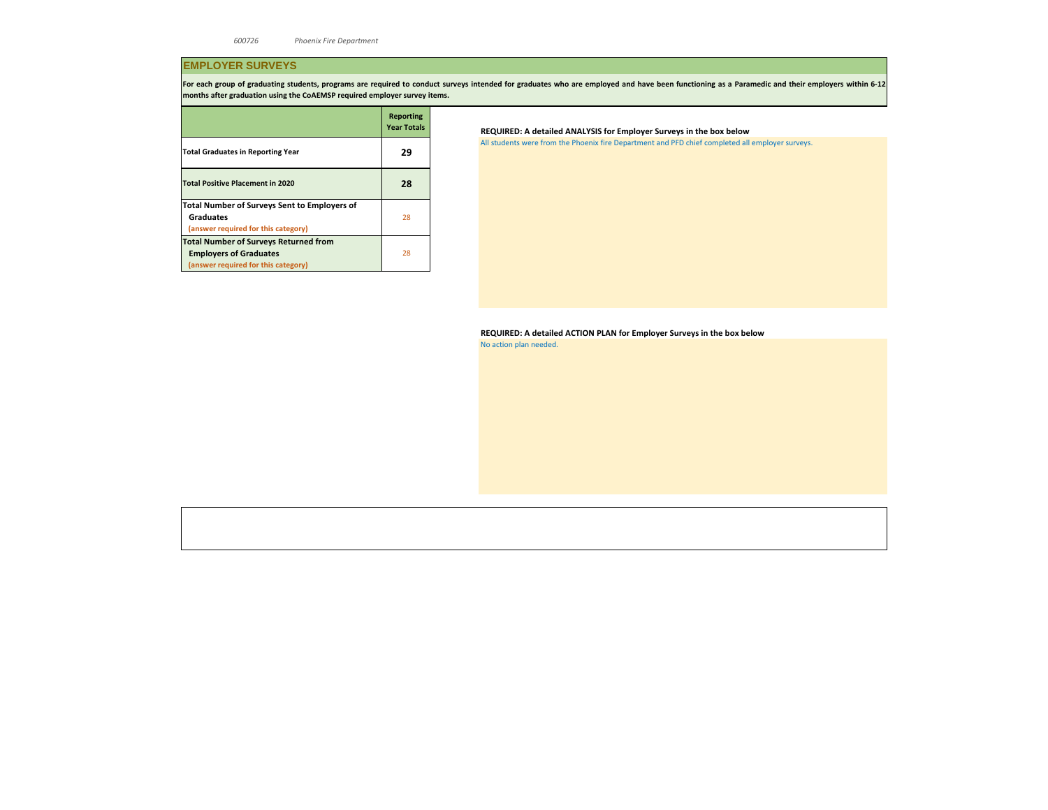*600726* *Phoenix Fire Department*

## EMPLOYER SURVEYS

**For each group of graduating students, programs are required to conduct surveys intended for graduates who are employed and have been functioning as a Paramedic and their employers within 6-12 months after graduation using the CoAEMSP required employer survey items.**

| | Reporting Year Totals |
|---|---|
| **Total Graduates in Reporting Year** | **29** |
| **Total Positive Placement in 2020** | **28** |
| **Total Number of Surveys Sent to Employers of Graduates** (answer required for this category) | 28 |
| **Total Number of Surveys Returned from Employers of Graduates** (answer required for this category) | 28 |

**REQUIRED: A detailed ANALYSIS for Employer Surveys in the box below**

All students were from the Phoenix fire Department and PFD chief completed all employer surveys.

**REQUIRED: A detailed ACTION PLAN for Employer Surveys in the box below**

No action plan needed.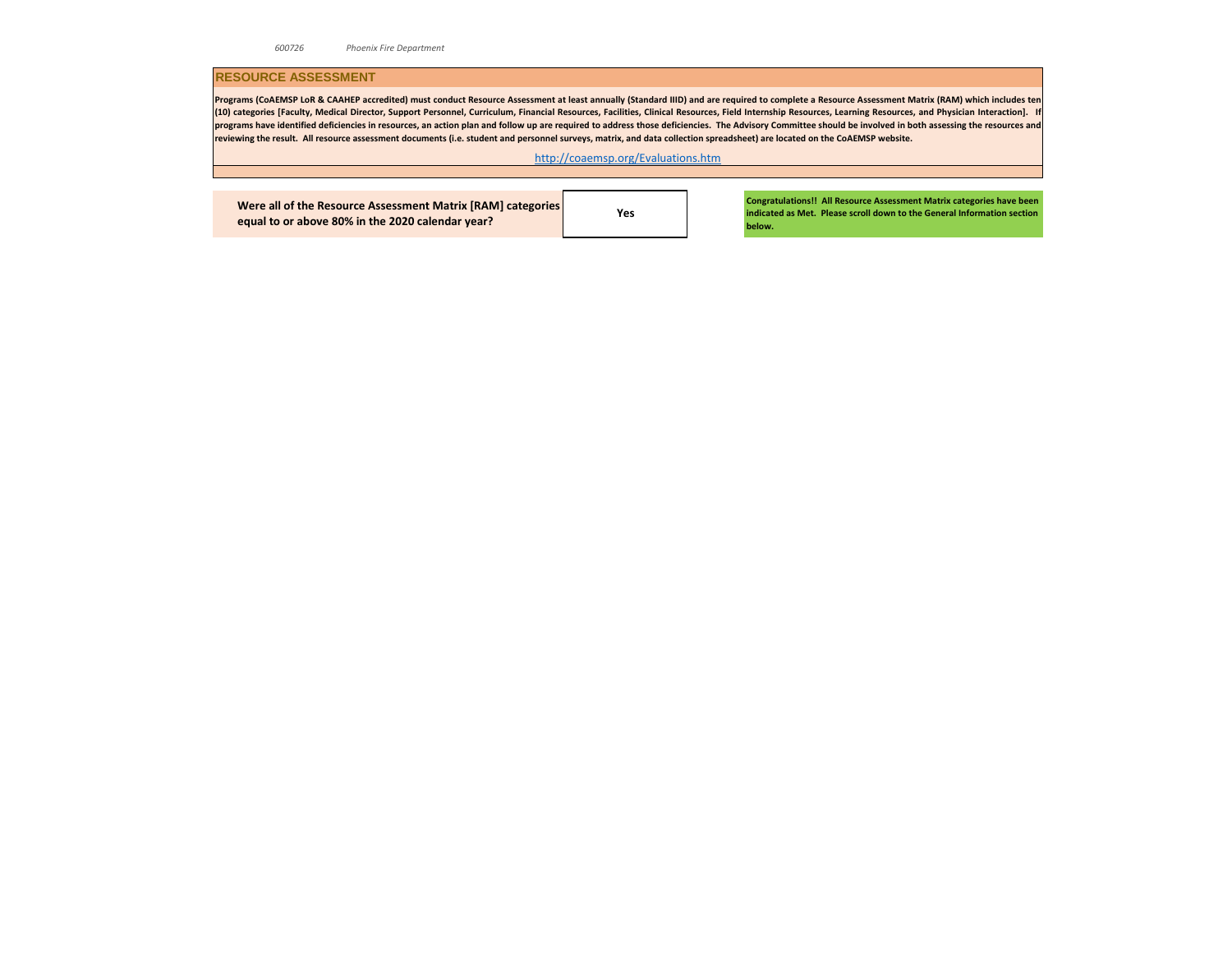*600726* *Phoenix Fire Department*

## RESOURCE ASSESSMENT

**Programs (CoAEMSP LoR & CAAHEP accredited) must conduct Resource Assessment at least annually (Standard IIID) and are required to complete a Resource Assessment Matrix (RAM) which includes ten (10) categories [Faculty, Medical Director, Support Personnel, Curriculum, Financial Resources, Facilities, Clinical Resources, Field Internship Resources, Learning Resources, and Physician Interaction]. If programs have identified deficiencies in resources, an action plan and follow up are required to address those deficiencies. The Advisory Committee should be involved in both assessing the resources and reviewing the result. All resource assessment documents (i.e. student and personnel surveys, matrix, and data collection spreadsheet) are located on the CoAEMSP website.**

http://coaemsp.org/Evaluations.htm

| | | |
|---|---|---|
| **Were all of the Resource Assessment Matrix [RAM] categories equal to or above 80% in the 2020 calendar year?** | **Yes** | **Congratulations!! All Resource Assessment Matrix categories have been indicated as Met. Please scroll down to the General Information section below.** |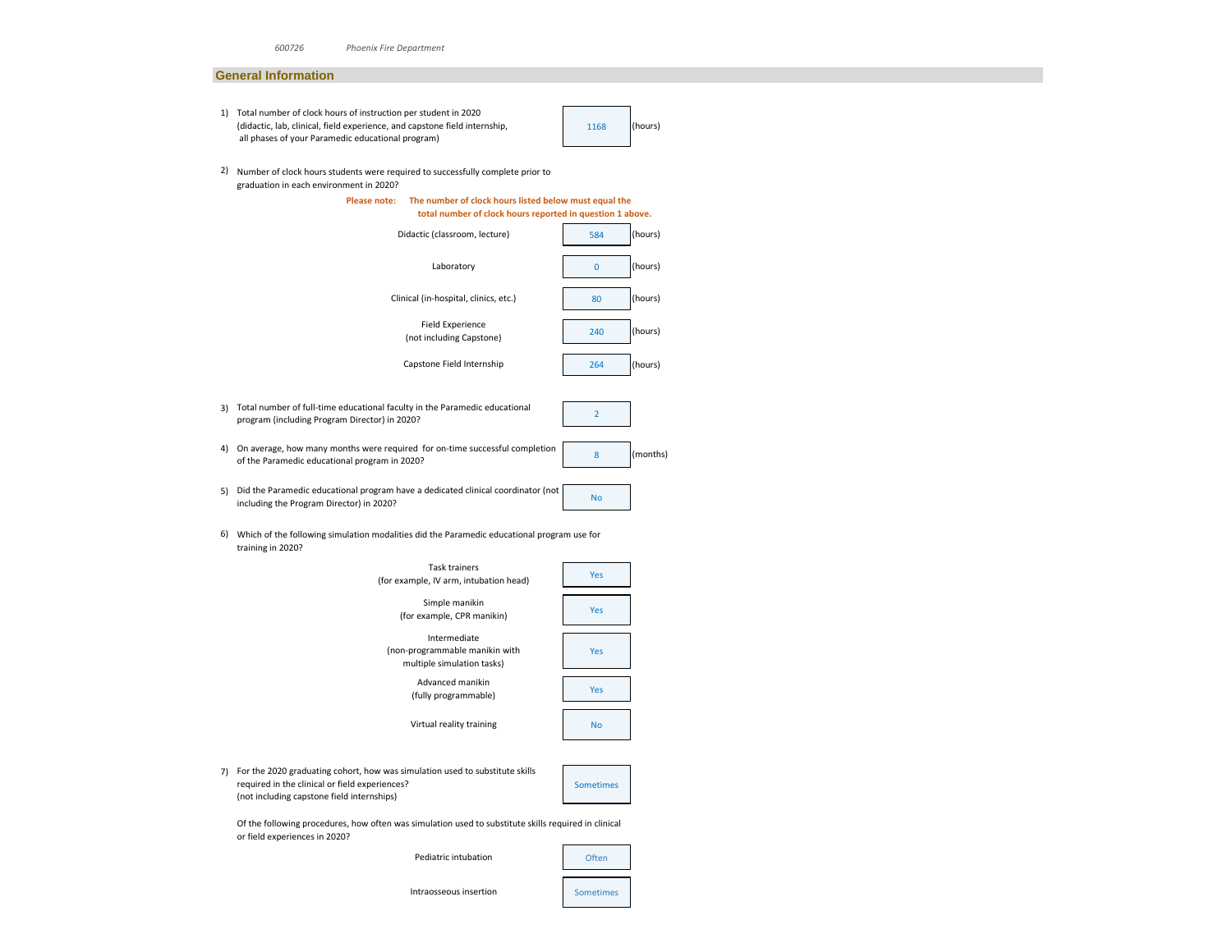*600726* *Phoenix Fire Department*

## General Information

1) Total number of clock hours of instruction per student in 2020 (didactic, lab, clinical, field experience, and capstone field internship, all phases of your Paramedic educational program)

1168 (hours)

2) Number of clock hours students were required to successfully complete prior to graduation in each environment in 2020?

**Please note: The number of clock hours listed below must equal the total number of clock hours reported in question 1 above.**

| Environment | Hours | |
|---|---|---|
| Didactic (classroom, lecture) | 584 | (hours) |
| Laboratory | 0 | (hours) |
| Clinical (in-hospital, clinics, etc.) | 80 | (hours) |
| Field Experience (not including Capstone) | 240 | (hours) |
| Capstone Field Internship | 264 | (hours) |

3) Total number of full-time educational faculty in the Paramedic educational program (including Program Director) in 2020?

2

4) On average, how many months were required for on-time successful completion of the Paramedic educational program in 2020?

8 (months)

5) Did the Paramedic educational program have a dedicated clinical coordinator (not including the Program Director) in 2020?

No

6) Which of the following simulation modalities did the Paramedic educational program use for training in 2020?

| Modality | Response |
|---|---|
| Task trainers (for example, IV arm, intubation head) | Yes |
| Simple manikin (for example, CPR manikin) | Yes |
| Intermediate (non-programmable manikin with multiple simulation tasks) | Yes |
| Advanced manikin (fully programmable) | Yes |
| Virtual reality training | No |

7) For the 2020 graduating cohort, how was simulation used to substitute skills required in the clinical or field experiences? (not including capstone field internships)

Sometimes

Of the following procedures, how often was simulation used to substitute skills required in clinical or field experiences in 2020?

| Procedure | Response |
|---|---|
| Pediatric intubation | Often |
| Intraosseous insertion | Sometimes |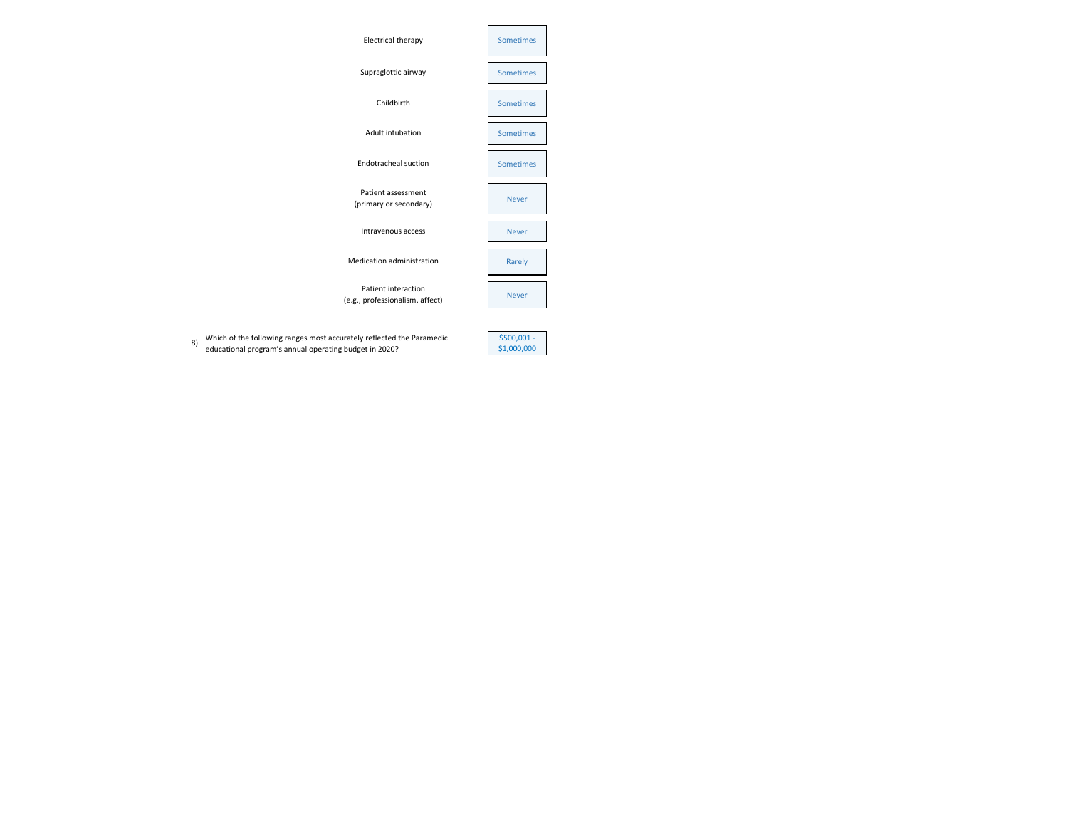| | |
|---|---|
| Electrical therapy | Sometimes |
| Supraglottic airway | Sometimes |
| Childbirth | Sometimes |
| Adult intubation | Sometimes |
| Endotracheal suction | Sometimes |
| Patient assessment (primary or secondary) | Never |
| Intravenous access | Never |
| Medication administration | Rarely |
| Patient interaction (e.g., professionalism, affect) | Never |

8) Which of the following ranges most accurately reflected the Paramedic educational program's annual operating budget in 2020?

$500,001 - $1,000,000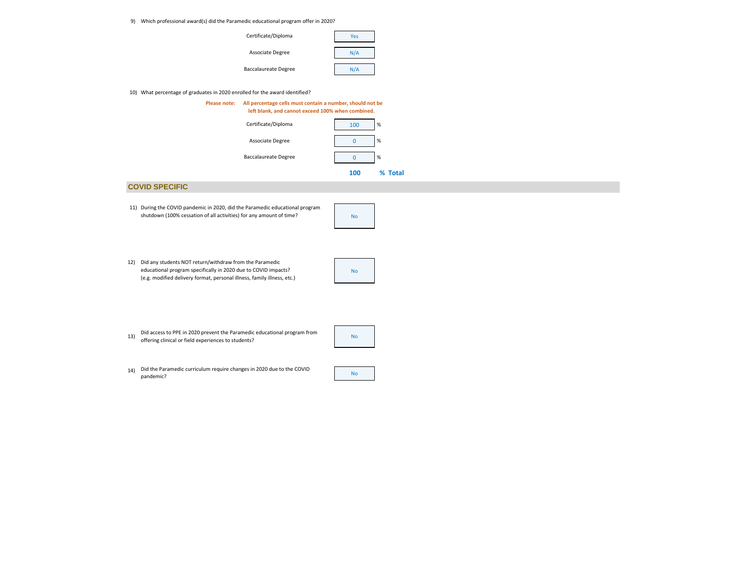9) Which professional award(s) did the Paramedic educational program offer in 2020?

| | |
|---|---|
| Certificate/Diploma | Yes |
| Associate Degree | N/A |
| Baccalaureate Degree | N/A |

10) What percentage of graduates in 2020 enrolled for the award identified?

**Please note: All percentage cells must contain a number, should not be left blank, and cannot exceed 100% when combined.**

| | | |
|---|---|---|
| Certificate/Diploma | 100 | % |
| Associate Degree | 0 | % |
| Baccalaureate Degree | 0 | % |
| | **100** | **% Total** |

## COVID SPECIFIC

11) During the COVID pandemic in 2020, did the Paramedic educational program shutdown (100% cessation of all activities) for any amount of time?

No

12) Did any students NOT return/withdraw from the Paramedic educational program specifically in 2020 due to COVID impacts? (e.g. modified delivery format, personal illness, family illness, etc.)

No

13) Did access to PPE in 2020 prevent the Paramedic educational program from offering clinical or field experiences to students?

No

14) Did the Paramedic curriculum require changes in 2020 due to the COVID pandemic?

No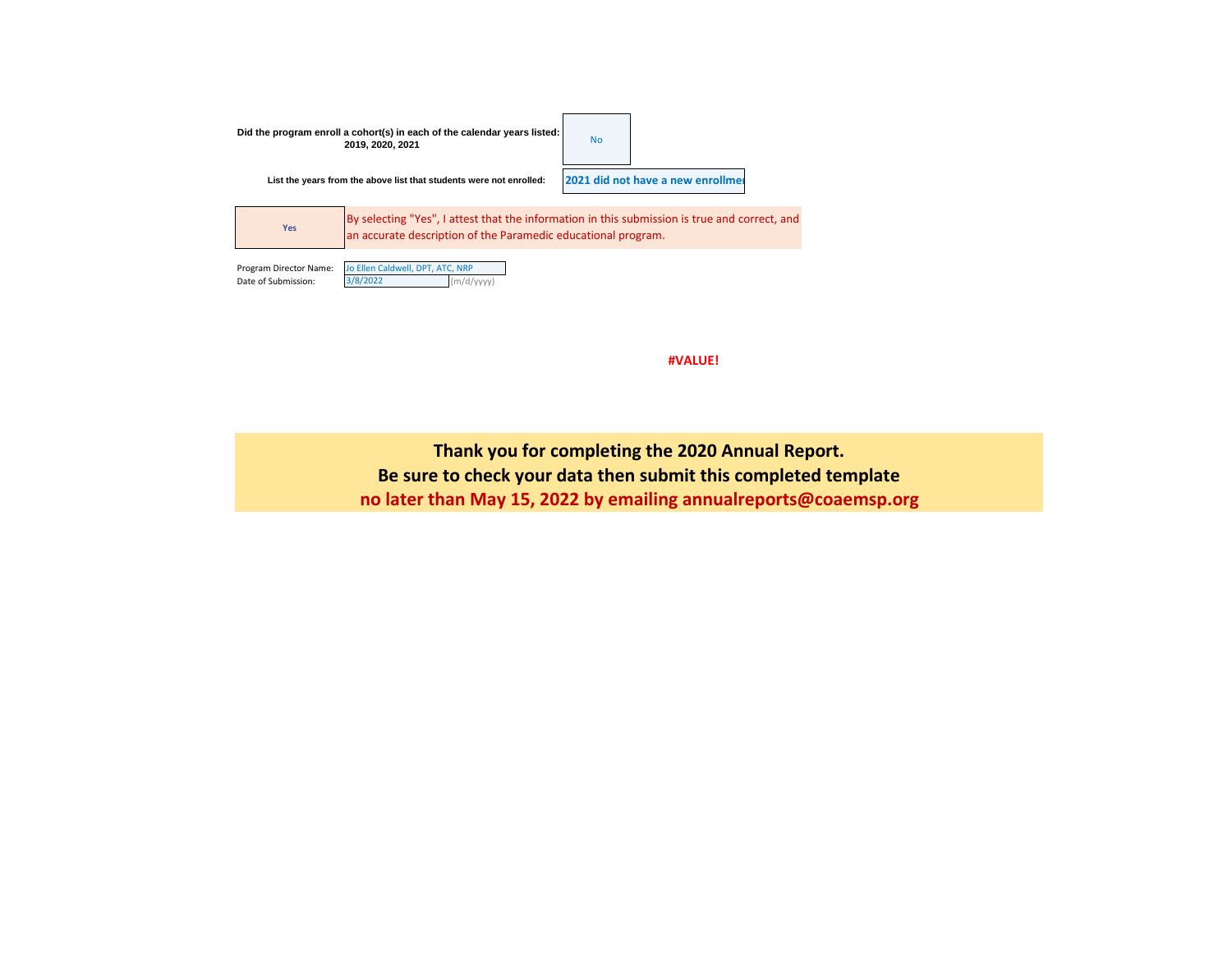**Did the program enroll a cohort(s) in each of the calendar years listed: 2019, 2020, 2021**

No

**List the years from the above list that students were not enrolled:**

**2021 did not have a new enrollme**

Yes

By selecting "Yes", I attest that the information in this submission is true and correct, and an accurate description of the Paramedic educational program.

Program Director Name: Jo Ellen Caldwell, DPT, ATC, NRP

Date of Submission: 3/8/2022 (m/d/yyyy)

**#VALUE!**

**Thank you for completing the 2020 Annual Report.**

**Be sure to check your data then submit this completed template**

**no later than May 15, 2022 by emailing annualreports@coaemsp.org**